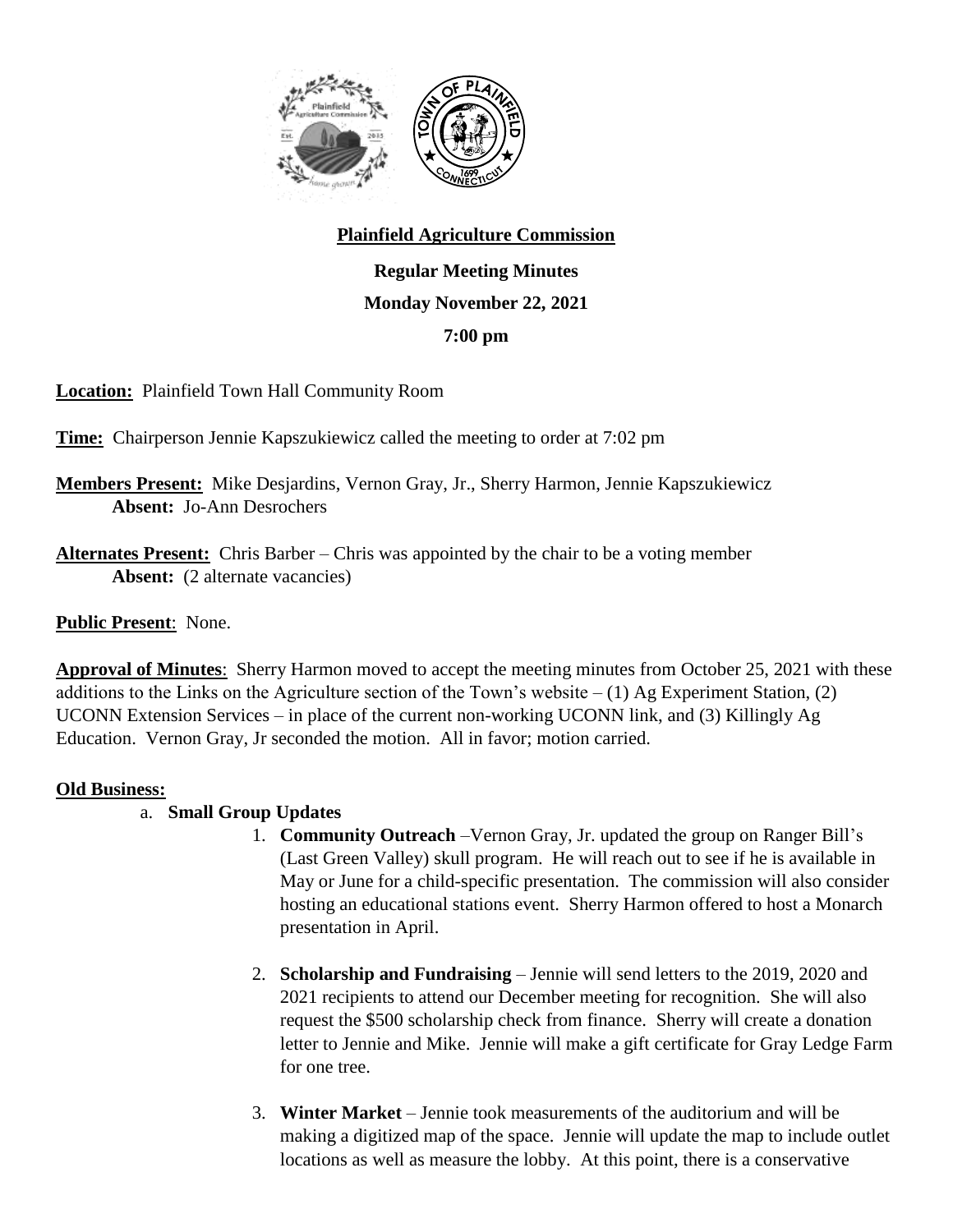**Plainfield Agriculture Commission**

**Regular Meeting Minutes**

**Monday November 22, 2021**

**7:00 pm**

**Location:** Plainfield Town Hall Community Room

**Time:** Chairperson Jennie Kapszukiewicz called the meeting to order at 7:02 pm

**Members Present:** Mike Desjardins, Vernon Gray, Jr., Sherry Harmon, Jennie Kapszukiewicz
**Absent:** Jo-Ann Desrochers

**Alternates Present:** Chris Barber – Chris was appointed by the chair to be a voting member
**Absent:** (2 alternate vacancies)

**Public Present**: None.

**Approval of Minutes**: Sherry Harmon moved to accept the meeting minutes from October 25, 2021 with these additions to the Links on the Agriculture section of the Town's website – (1) Ag Experiment Station, (2) UCONN Extension Services – in place of the current non-working UCONN link, and (3) Killingly Ag Education. Vernon Gray, Jr seconded the motion. All in favor; motion carried.

**Old Business:**

a. **Small Group Updates**

1. **Community Outreach** –Vernon Gray, Jr. updated the group on Ranger Bill's (Last Green Valley) skull program. He will reach out to see if he is available in May or June for a child-specific presentation. The commission will also consider hosting an educational stations event. Sherry Harmon offered to host a Monarch presentation in April.

2. **Scholarship and Fundraising** – Jennie will send letters to the 2019, 2020 and 2021 recipients to attend our December meeting for recognition. She will also request the $500 scholarship check from finance. Sherry will create a donation letter to Jennie and Mike. Jennie will make a gift certificate for Gray Ledge Farm for one tree.

3. **Winter Market** – Jennie took measurements of the auditorium and will be making a digitized map of the space. Jennie will update the map to include outlet locations as well as measure the lobby. At this point, there is a conservative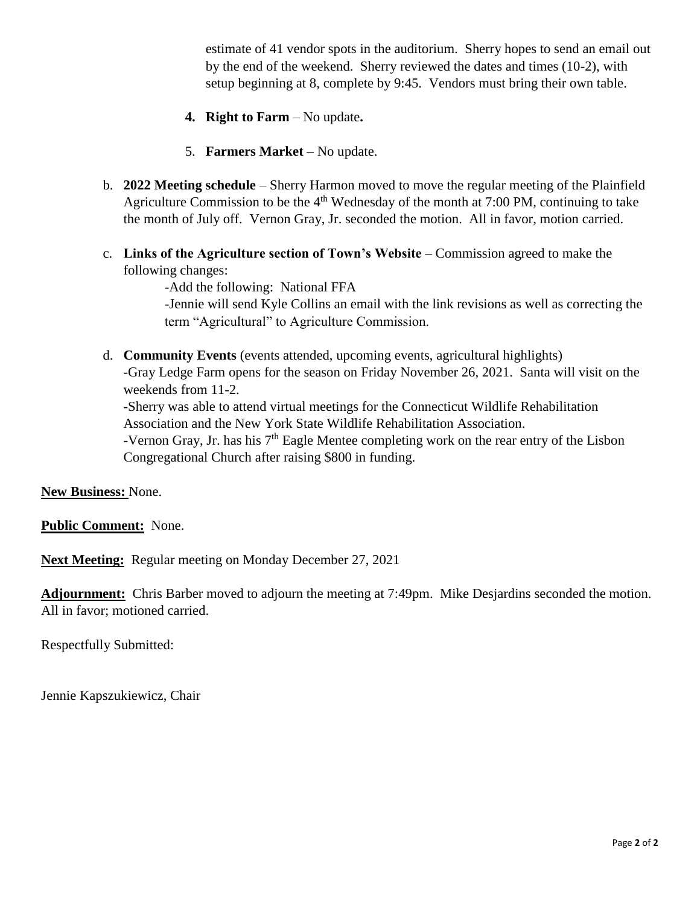estimate of 41 vendor spots in the auditorium. Sherry hopes to send an email out by the end of the weekend. Sherry reviewed the dates and times (10-2), with setup beginning at 8, complete by 9:45. Vendors must bring their own table.

4. **Right to Farm** – No update**.**

5. **Farmers Market** – No update.

b. **2022 Meeting schedule** – Sherry Harmon moved to move the regular meeting of the Plainfield Agriculture Commission to be the 4th Wednesday of the month at 7:00 PM, continuing to take the month of July off. Vernon Gray, Jr. seconded the motion. All in favor, motion carried.

c. **Links of the Agriculture section of Town's Website** – Commission agreed to make the following changes:

   -Add the following: National FFA

   -Jennie will send Kyle Collins an email with the link revisions as well as correcting the term "Agricultural" to Agriculture Commission.

d. **Community Events** (events attended, upcoming events, agricultural highlights)

   -Gray Ledge Farm opens for the season on Friday November 26, 2021. Santa will visit on the weekends from 11-2.

   -Sherry was able to attend virtual meetings for the Connecticut Wildlife Rehabilitation Association and the New York State Wildlife Rehabilitation Association.

   -Vernon Gray, Jr. has his 7th Eagle Mentee completing work on the rear entry of the Lisbon Congregational Church after raising $800 in funding.

**New Business:** None.

**Public Comment:** None.

**Next Meeting:** Regular meeting on Monday December 27, 2021

**Adjournment:** Chris Barber moved to adjourn the meeting at 7:49pm. Mike Desjardins seconded the motion. All in favor; motioned carried.

Respectfully Submitted:

Jennie Kapszukiewicz, Chair